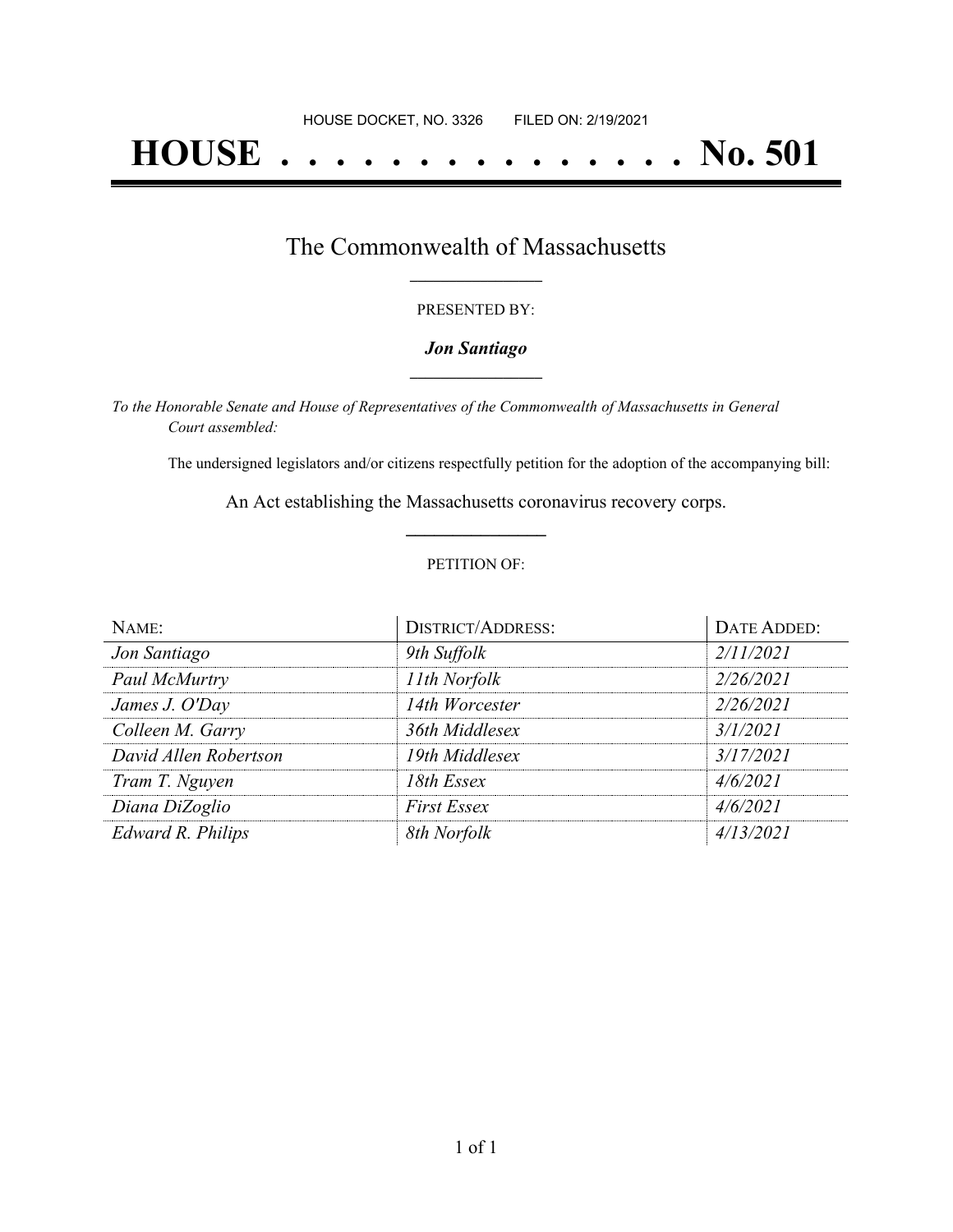HOUSE DOCKET, NO. 3326        FILED ON: 2/19/2021

# HOUSE . . . . . . . . . . . . . . . No. 501

## The Commonwealth of Massachusetts

PRESENTED BY:

***Jon Santiago***

*To the Honorable Senate and House of Representatives of the Commonwealth of Massachusetts in General Court assembled:*

The undersigned legislators and/or citizens respectfully petition for the adoption of the accompanying bill:

An Act establishing the Massachusetts coronavirus recovery corps.

PETITION OF:

| NAME: | DISTRICT/ADDRESS: | DATE ADDED: |
| --- | --- | --- |
| *Jon Santiago* | *9th Suffolk* | *2/11/2021* |
| *Paul McMurtry* | *11th Norfolk* | *2/26/2021* |
| *James J. O'Day* | *14th Worcester* | *2/26/2021* |
| *Colleen M. Garry* | *36th Middlesex* | *3/1/2021* |
| *David Allen Robertson* | *19th Middlesex* | *3/17/2021* |
| *Tram T. Nguyen* | *18th Essex* | *4/6/2021* |
| *Diana DiZoglio* | *First Essex* | *4/6/2021* |
| *Edward R. Philips* | *8th Norfolk* | *4/13/2021* |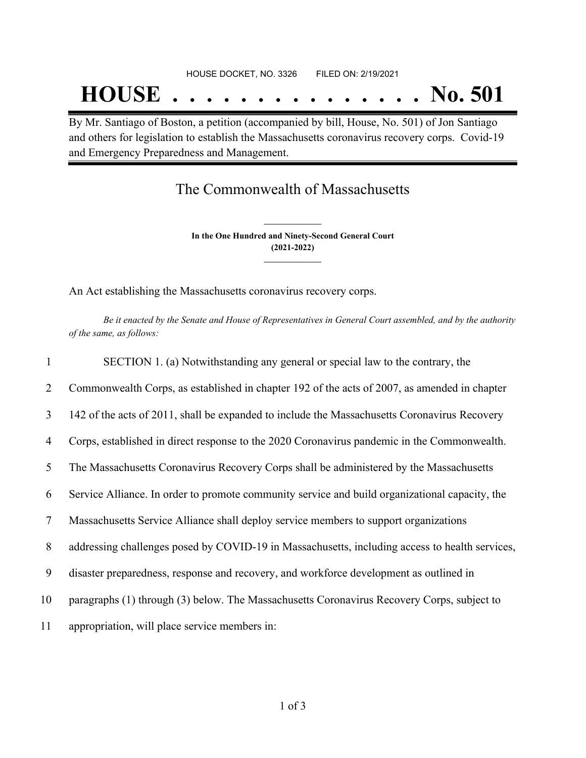HOUSE DOCKET, NO. 3326 FILED ON: 2/19/2021

# HOUSE . . . . . . . . . . . . . . . No. 501

By Mr. Santiago of Boston, a petition (accompanied by bill, House, No. 501) of Jon Santiago and others for legislation to establish the Massachusetts coronavirus recovery corps. Covid-19 and Emergency Preparedness and Management.

## The Commonwealth of Massachusetts

**In the One Hundred and Ninety-Second General Court**
**(2021-2022)**

An Act establishing the Massachusetts coronavirus recovery corps.

*Be it enacted by the Senate and House of Representatives in General Court assembled, and by the authority of the same, as follows:*

1 SECTION 1. (a) Notwithstanding any general or special law to the contrary, the
2 Commonwealth Corps, as established in chapter 192 of the acts of 2007, as amended in chapter
3 142 of the acts of 2011, shall be expanded to include the Massachusetts Coronavirus Recovery
4 Corps, established in direct response to the 2020 Coronavirus pandemic in the Commonwealth.
5 The Massachusetts Coronavirus Recovery Corps shall be administered by the Massachusetts
6 Service Alliance. In order to promote community service and build organizational capacity, the
7 Massachusetts Service Alliance shall deploy service members to support organizations
8 addressing challenges posed by COVID-19 in Massachusetts, including access to health services,
9 disaster preparedness, response and recovery, and workforce development as outlined in
10 paragraphs (1) through (3) below. The Massachusetts Coronavirus Recovery Corps, subject to
11 appropriation, will place service members in: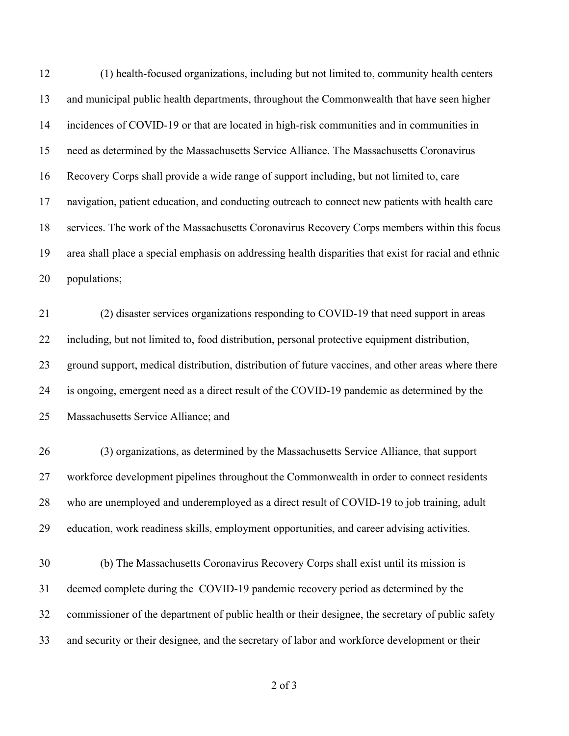(1) health-focused organizations, including but not limited to, community health centers and municipal public health departments, throughout the Commonwealth that have seen higher incidences of COVID-19 or that are located in high-risk communities and in communities in need as determined by the Massachusetts Service Alliance. The Massachusetts Coronavirus Recovery Corps shall provide a wide range of support including, but not limited to, care navigation, patient education, and conducting outreach to connect new patients with health care services. The work of the Massachusetts Coronavirus Recovery Corps members within this focus area shall place a special emphasis on addressing health disparities that exist for racial and ethnic populations;

(2) disaster services organizations responding to COVID-19 that need support in areas including, but not limited to, food distribution, personal protective equipment distribution, ground support, medical distribution, distribution of future vaccines, and other areas where there is ongoing, emergent need as a direct result of the COVID-19 pandemic as determined by the Massachusetts Service Alliance; and

(3) organizations, as determined by the Massachusetts Service Alliance, that support workforce development pipelines throughout the Commonwealth in order to connect residents who are unemployed and underemployed as a direct result of COVID-19 to job training, adult education, work readiness skills, employment opportunities, and career advising activities.

(b) The Massachusetts Coronavirus Recovery Corps shall exist until its mission is deemed complete during the COVID-19 pandemic recovery period as determined by the commissioner of the department of public health or their designee, the secretary of public safety and security or their designee, and the secretary of labor and workforce development or their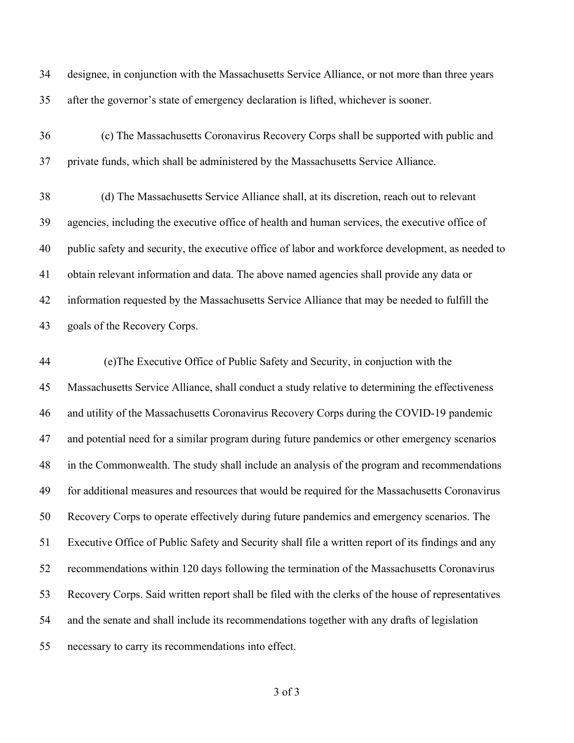designee, in conjunction with the Massachusetts Service Alliance, or not more than three years after the governor's state of emergency declaration is lifted, whichever is sooner.

(c) The Massachusetts Coronavirus Recovery Corps shall be supported with public and private funds, which shall be administered by the Massachusetts Service Alliance.

(d) The Massachusetts Service Alliance shall, at its discretion, reach out to relevant agencies, including the executive office of health and human services, the executive office of public safety and security, the executive office of labor and workforce development, as needed to obtain relevant information and data. The above named agencies shall provide any data or information requested by the Massachusetts Service Alliance that may be needed to fulfill the goals of the Recovery Corps.

(e)The Executive Office of Public Safety and Security, in conjuction with the Massachusetts Service Alliance, shall conduct a study relative to determining the effectiveness and utility of the Massachusetts Coronavirus Recovery Corps during the COVID-19 pandemic and potential need for a similar program during future pandemics or other emergency scenarios in the Commonwealth. The study shall include an analysis of the program and recommendations for additional measures and resources that would be required for the Massachusetts Coronavirus Recovery Corps to operate effectively during future pandemics and emergency scenarios. The Executive Office of Public Safety and Security shall file a written report of its findings and any recommendations within 120 days following the termination of the Massachusetts Coronavirus Recovery Corps. Said written report shall be filed with the clerks of the house of representatives and the senate and shall include its recommendations together with any drafts of legislation necessary to carry its recommendations into effect.